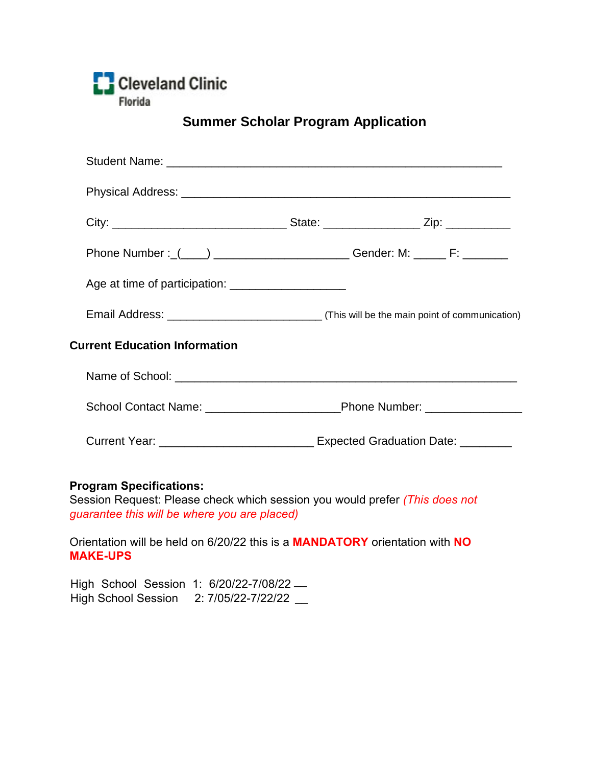Cleveland Clinic
Florida

# Summer Scholar Program Application

Student Name: ______________________________________________________

Physical Address: ____________________________________________________

City: ___________________________ State: _______________ Zip: __________

Phone Number :_(____) _____________________ Gender: M: _____ F: _______

Age at time of participation: __________________

Email Address: ________________________ (This will be the main point of communication)

**Current Education Information**

Name of School: _____________________________________________________

School Contact Name: _____________________Phone Number: _______________

Current Year: ________________________ Expected Graduation Date: ________

**Program Specifications:**
Session Request: Please check which session you would prefer *(This does not guarantee this will be where you are placed)*

Orientation will be held on 6/20/22 this is a **MANDATORY** orientation with **NO MAKE-UPS**

High School Session 1: 6/20/22-7/08/22 __
High School Session 2: 7/05/22-7/22/22 __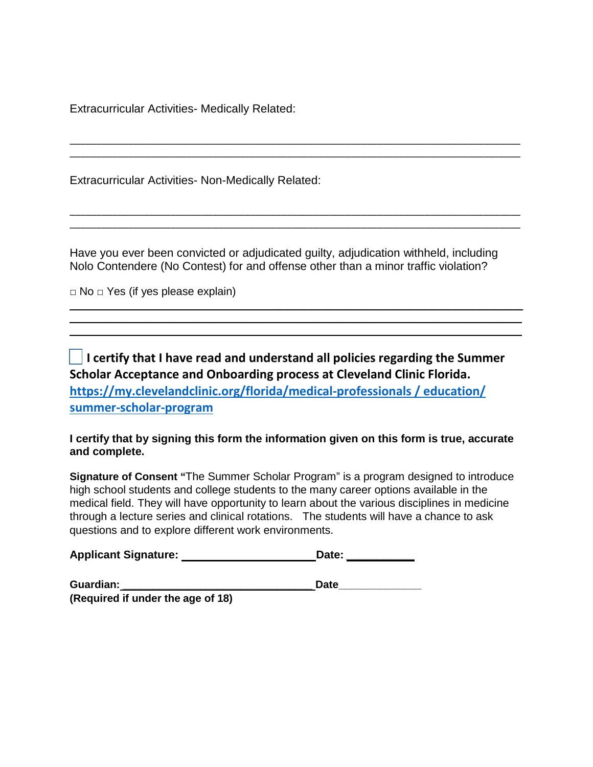Extracurricular Activities- Medically Related:

_______________________________________________________________________
_______________________________________________________________________

Extracurricular Activities- Non-Medically Related:

_______________________________________________________________________
_______________________________________________________________________

Have you ever been convicted or adjudicated guilty, adjudication withheld, including Nolo Contendere (No Contest) for and offense other than a minor traffic violation?

□ No □ Yes (if yes please explain)

_______________________________________________________________________
_______________________________________________________________________
_______________________________________________________________________

☐ **I certify that I have read and understand all policies regarding the Summer Scholar Acceptance and Onboarding process at Cleveland Clinic Florida.**
**https://my.clevelandclinic.org/florida/medical-professionals / education/ summer-scholar-program**

**I certify that by signing this form the information given on this form is true, accurate and complete.**

**Signature of Consent "**The Summer Scholar Program" is a program designed to introduce high school students and college students to the many career options available in the medical field. They will have opportunity to learn about the various disciplines in medicine through a lecture series and clinical rotations. The students will have a chance to ask questions and to explore different work environments.

**Applicant Signature:** ______________________ **Date:** ___________

**Guardian:** ________________________________ **Date** _____________
**(Required if under the age of 18)**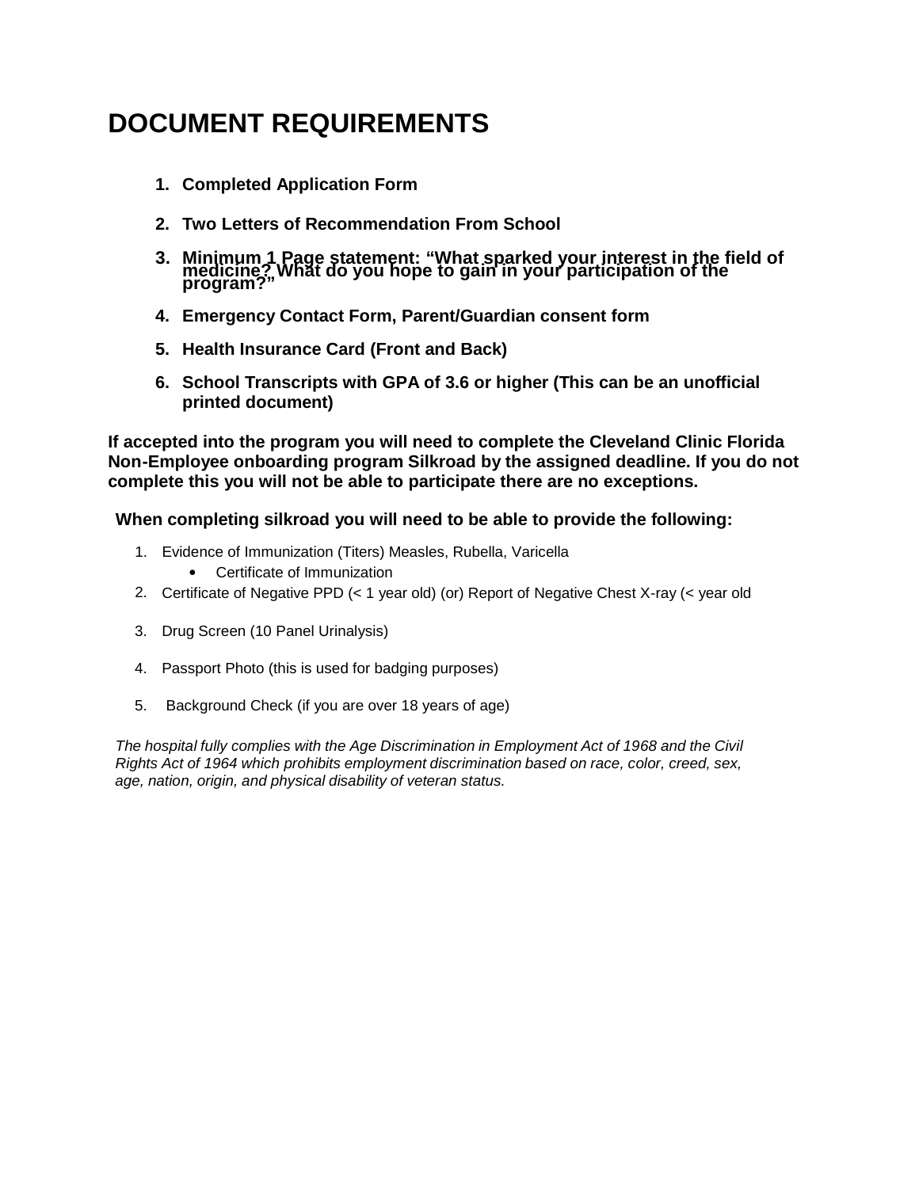# DOCUMENT REQUIREMENTS

1. **Completed Application Form**
2. **Two Letters of Recommendation From School**
3. **Minimum 1 Page statement: "What sparked your interest in the field of medicine? What do you hope to gain in your participation of the program?"**
4. **Emergency Contact Form, Parent/Guardian consent form**
5. **Health Insurance Card (Front and Back)**
6. **School Transcripts with GPA of 3.6 or higher (This can be an unofficial printed document)**

**If accepted into the program you will need to complete the Cleveland Clinic Florida Non-Employee onboarding program Silkroad by the assigned deadline. If you do not complete this you will not be able to participate there are no exceptions.**

**When completing silkroad you will need to be able to provide the following:**

1. Evidence of Immunization (Titers) Measles, Rubella, Varicella
   - Certificate of Immunization
2. Certificate of Negative PPD (< 1 year old) (or) Report of Negative Chest X-ray (< year old
3. Drug Screen (10 Panel Urinalysis)
4. Passport Photo (this is used for badging purposes)
5. Background Check (if you are over 18 years of age)

*The hospital fully complies with the Age Discrimination in Employment Act of 1968 and the Civil Rights Act of 1964 which prohibits employment discrimination based on race, color, creed, sex, age, nation, origin, and physical disability of veteran status.*